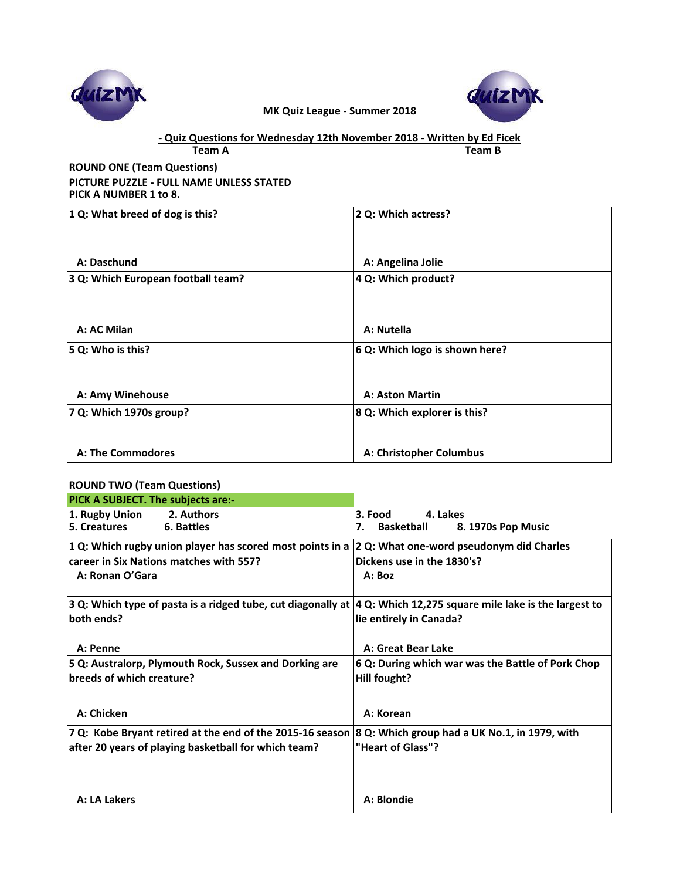MK Quiz League - Summer 2018

**- Quiz Questions for Wednesday 12th November 2018 - Written by Ed Ficek**

**Team A** | **Team B**

**ROUND ONE (Team Questions)**

**PICTURE PUZZLE - FULL NAME UNLESS STATED**

**PICK A NUMBER 1 to 8.**

| Team A | Team B |
|---|---|
| **1 Q: What breed of dog is this?**<br><br>**A: Daschund** | **2 Q: Which actress?**<br><br>**A: Angelina Jolie** |
| **3 Q: Which European football team?**<br><br>**A: AC Milan** | **4 Q: Which product?**<br><br>**A: Nutella** |
| **5 Q: Who is this?**<br><br>**A: Amy Winehouse** | **6 Q: Which logo is shown here?**<br><br>**A: Aston Martin** |
| **7 Q: Which 1970s group?**<br><br>**A: The Commodores** | **8 Q: Which explorer is this?**<br><br>**A: Christopher Columbus** |

**ROUND TWO (Team Questions)**

**PICK A SUBJECT. The subjects are:-**

**1. Rugby Union 2. Authors 3. Food 4. Lakes**
**5. Creatures 6. Battles 7. Basketball 8. 1970s Pop Music**

| Team A | Team B |
|---|---|
| **1 Q: Which rugby union player has scored most points in a career in Six Nations matches with 557?**<br>**A: Ronan O'Gara** | **2 Q: What one-word pseudonym did Charles Dickens use in the 1830's?**<br>**A: Boz** |
| **3 Q: Which type of pasta is a ridged tube, cut diagonally at both ends?**<br><br>**A: Penne** | **4 Q: Which 12,275 square mile lake is the largest to lie entirely in Canada?**<br><br>**A: Great Bear Lake** |
| **5 Q: Australorp, Plymouth Rock, Sussex and Dorking are breeds of which creature?**<br><br>**A: Chicken** | **6 Q: During which war was the Battle of Pork Chop Hill fought?**<br><br>**A: Korean** |
| **7 Q: Kobe Bryant retired at the end of the 2015-16 season after 20 years of playing basketball for which team?**<br><br>**A: LA Lakers** | **8 Q: Which group had a UK No.1, in 1979, with "Heart of Glass"?**<br><br>**A: Blondie** |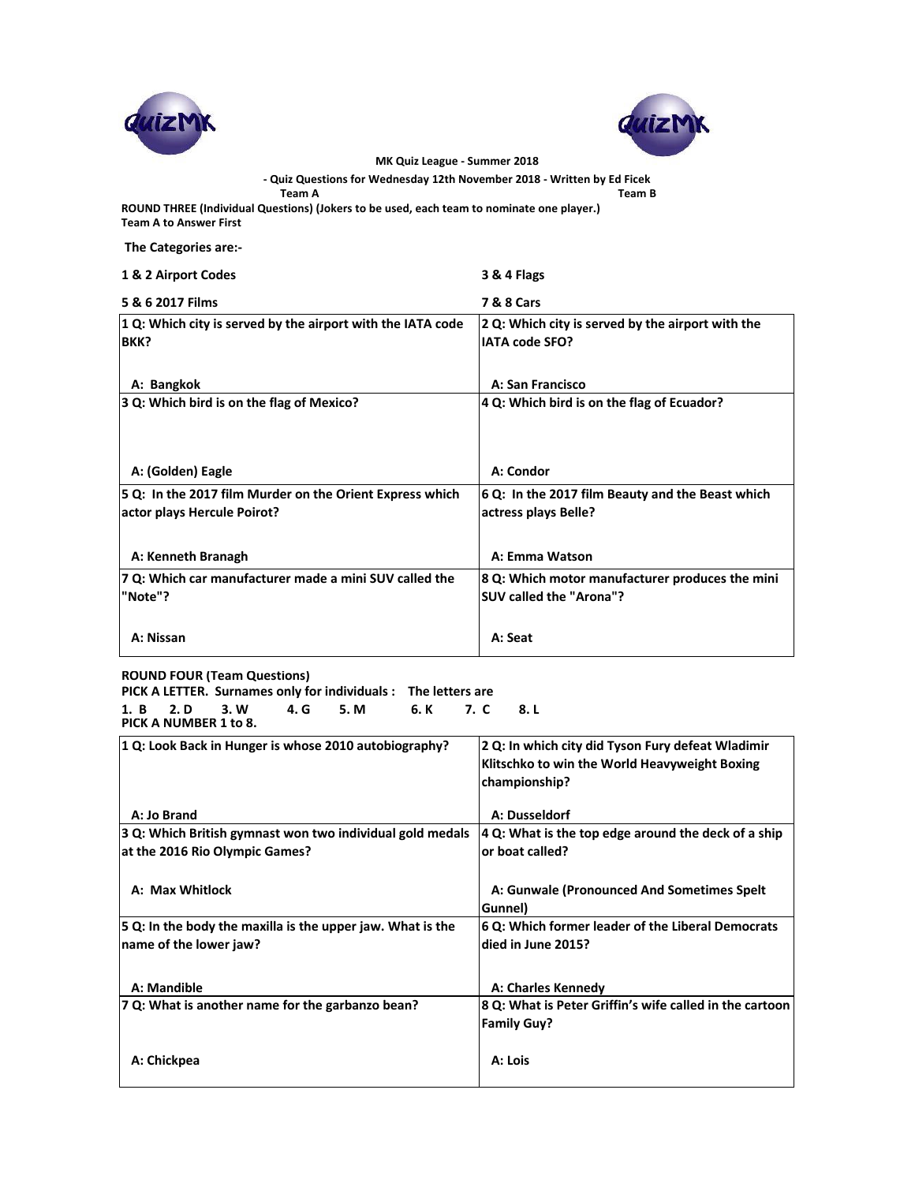MK Quiz League - Summer 2018

- Quiz Questions for Wednesday 12th November 2018 - Written by Ed Ficek

Team A | Team B

**ROUND THREE (Individual Questions) (Jokers to be used, each team to nominate one player.)**
**Team A to Answer First**

**The Categories are:-**

| | |
|---|---|
| **1 & 2 Airport Codes** | **3 & 4 Flags** |
| **5 & 6 2017 Films** | **7 & 8 Cars** |

| Team A | Team B |
|---|---|
| **1 Q: Which city is served by the airport with the IATA code BKK?**<br><br>**A: Bangkok** | **2 Q: Which city is served by the airport with the IATA code SFO?**<br><br>**A: San Francisco** |
| **3 Q: Which bird is on the flag of Mexico?**<br><br>**A: (Golden) Eagle** | **4 Q: Which bird is on the flag of Ecuador?**<br><br>**A: Condor** |
| **5 Q: In the 2017 film Murder on the Orient Express which actor plays Hercule Poirot?**<br><br>**A: Kenneth Branagh** | **6 Q: In the 2017 film Beauty and the Beast which actress plays Belle?**<br><br>**A: Emma Watson** |
| **7 Q: Which car manufacturer made a mini SUV called the "Note"?**<br><br>**A: Nissan** | **8 Q: Which motor manufacturer produces the mini SUV called the "Arona"?**<br><br>**A: Seat** |

**ROUND FOUR (Team Questions)**
**PICK A LETTER. Surnames only for individuals : The letters are**
**1. B 2. D 3. W 4. G 5. M 6. K 7. C 8. L**
**PICK A NUMBER 1 to 8.**

| | |
|---|---|
| **1 Q: Look Back in Hunger is whose 2010 autobiography?**<br><br>**A: Jo Brand** | **2 Q: In which city did Tyson Fury defeat Wladimir Klitschko to win the World Heavyweight Boxing championship?**<br><br>**A: Dusseldorf** |
| **3 Q: Which British gymnast won two individual gold medals at the 2016 Rio Olympic Games?**<br><br>**A: Max Whitlock** | **4 Q: What is the top edge around the deck of a ship or boat called?**<br><br>**A: Gunwale (Pronounced And Sometimes Spelt Gunnel)** |
| **5 Q: In the body the maxilla is the upper jaw. What is the name of the lower jaw?**<br><br>**A: Mandible** | **6 Q: Which former leader of the Liberal Democrats died in June 2015?**<br><br>**A: Charles Kennedy** |
| **7 Q: What is another name for the garbanzo bean?**<br><br>**A: Chickpea** | **8 Q: What is Peter Griffin's wife called in the cartoon Family Guy?**<br><br>**A: Lois** |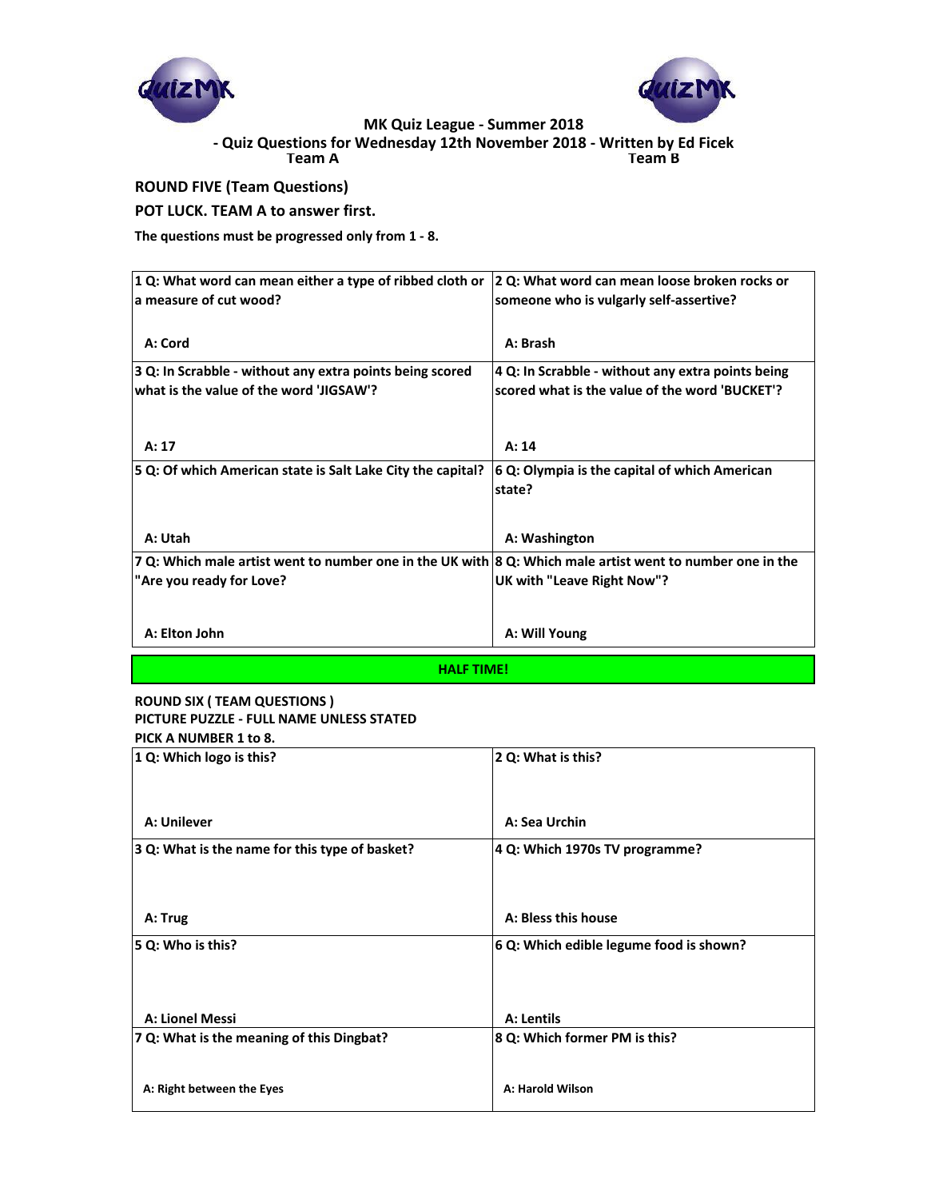MK Quiz League - Summer 2018

- Quiz Questions for Wednesday 12th November 2018 - Written by Ed Ficek

Team A | Team B

**ROUND FIVE (Team Questions)**

**POT LUCK. TEAM A to answer first.**

**The questions must be progressed only from 1 - 8.**

| Team A | Team B |
|---|---|
| 1 Q: What word can mean either a type of ribbed cloth or a measure of cut wood?<br><br>A: Cord | 2 Q: What word can mean loose broken rocks or someone who is vulgarly self-assertive?<br><br>A: Brash |
| 3 Q: In Scrabble - without any extra points being scored what is the value of the word 'JIGSAW'?<br><br>A: 17 | 4 Q: In Scrabble - without any extra points being scored what is the value of the word 'BUCKET'?<br><br>A: 14 |
| 5 Q: Of which American state is Salt Lake City the capital?<br><br>A: Utah | 6 Q: Olympia is the capital of which American state?<br><br>A: Washington |
| 7 Q: Which male artist went to number one in the UK with "Are you ready for Love?<br><br>A: Elton John | 8 Q: Which male artist went to number one in the UK with "Leave Right Now"?<br><br>A: Will Young |

**HALF TIME!**

**ROUND SIX ( TEAM QUESTIONS )**

**PICTURE PUZZLE - FULL NAME UNLESS STATED**

**PICK A NUMBER 1 to 8.**

| Team A | Team B |
|---|---|
| 1 Q: Which logo is this?<br><br>A: Unilever | 2 Q: What is this?<br><br>A: Sea Urchin |
| 3 Q: What is the name for this type of basket?<br><br>A: Trug | 4 Q: Which 1970s TV programme?<br><br>A: Bless this house |
| 5 Q: Who is this?<br><br>A: Lionel Messi | 6 Q: Which edible legume food is shown?<br><br>A: Lentils |
| 7 Q: What is the meaning of this Dingbat?<br><br>A: Right between the Eyes | 8 Q: Which former PM is this?<br><br>A: Harold Wilson |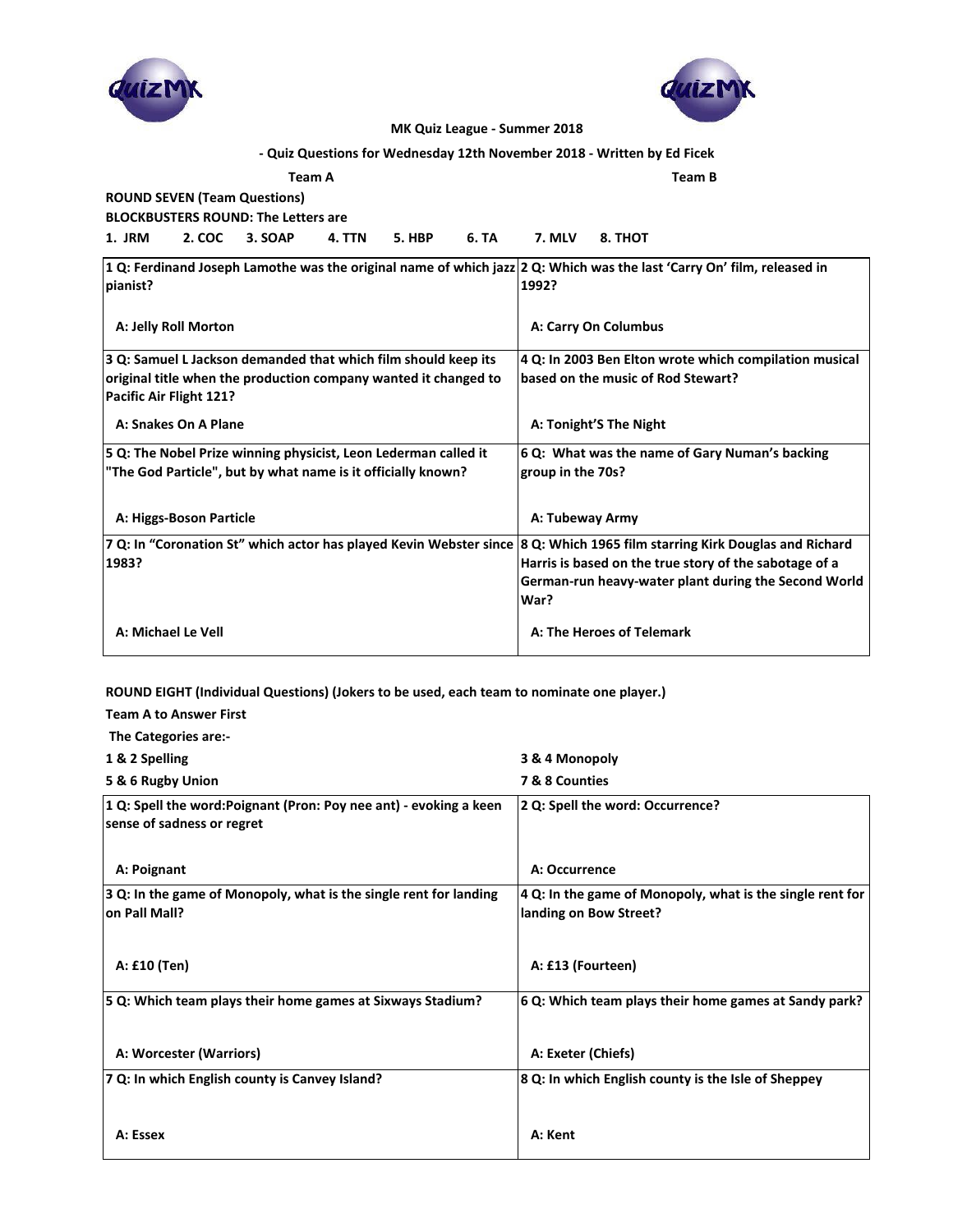MK Quiz League - Summer 2018

- Quiz Questions for Wednesday 12th November 2018 - Written by Ed Ficek

**Team A** **Team B**

**ROUND SEVEN (Team Questions)**

**BLOCKBUSTERS ROUND: The Letters are**

**1. JRM  2. COC  3. SOAP  4. TTN  5. HBP  6. TA  7. MLV  8. THOT**

| Team A | Team B |
|---|---|
| 1 Q: Ferdinand Joseph Lamothe was the original name of which jazz pianist?<br><br>A: Jelly Roll Morton | 2 Q: Which was the last 'Carry On' film, released in 1992?<br><br>A: Carry On Columbus |
| 3 Q: Samuel L Jackson demanded that which film should keep its original title when the production company wanted it changed to Pacific Air Flight 121?<br><br>A: Snakes On A Plane | 4 Q: In 2003 Ben Elton wrote which compilation musical based on the music of Rod Stewart?<br><br>A: Tonight'S The Night |
| 5 Q: The Nobel Prize winning physicist, Leon Lederman called it "The God Particle", but by what name is it officially known?<br><br>A: Higgs-Boson Particle | 6 Q: What was the name of Gary Numan's backing group in the 70s?<br><br>A: Tubeway Army |
| 7 Q: In "Coronation St" which actor has played Kevin Webster since 1983?<br><br>A: Michael Le Vell | 8 Q: Which 1965 film starring Kirk Douglas and Richard Harris is based on the true story of the sabotage of a German-run heavy-water plant during the Second World War?<br><br>A: The Heroes of Telemark |

**ROUND EIGHT (Individual Questions) (Jokers to be used, each team to nominate one player.)**

**Team A to Answer First**

**The Categories are:-**

**1 & 2 Spelling** — **3 & 4 Monopoly**

**5 & 6 Rugby Union** — **7 & 8 Counties**

| Team A | Team B |
|---|---|
| 1 Q: Spell the word:Poignant (Pron: Poy nee ant) - evoking a keen sense of sadness or regret<br><br>A: Poignant | 2 Q: Spell the word: Occurrence?<br><br>A: Occurrence |
| 3 Q: In the game of Monopoly, what is the single rent for landing on Pall Mall?<br><br>A: £10 (Ten) | 4 Q: In the game of Monopoly, what is the single rent for landing on Bow Street?<br><br>A: £13 (Fourteen) |
| 5 Q: Which team plays their home games at Sixways Stadium?<br><br>A: Worcester (Warriors) | 6 Q: Which team plays their home games at Sandy park?<br><br>A: Exeter (Chiefs) |
| 7 Q: In which English county is Canvey Island?<br><br>A: Essex | 8 Q: In which English county is the Isle of Sheppey<br><br>A: Kent |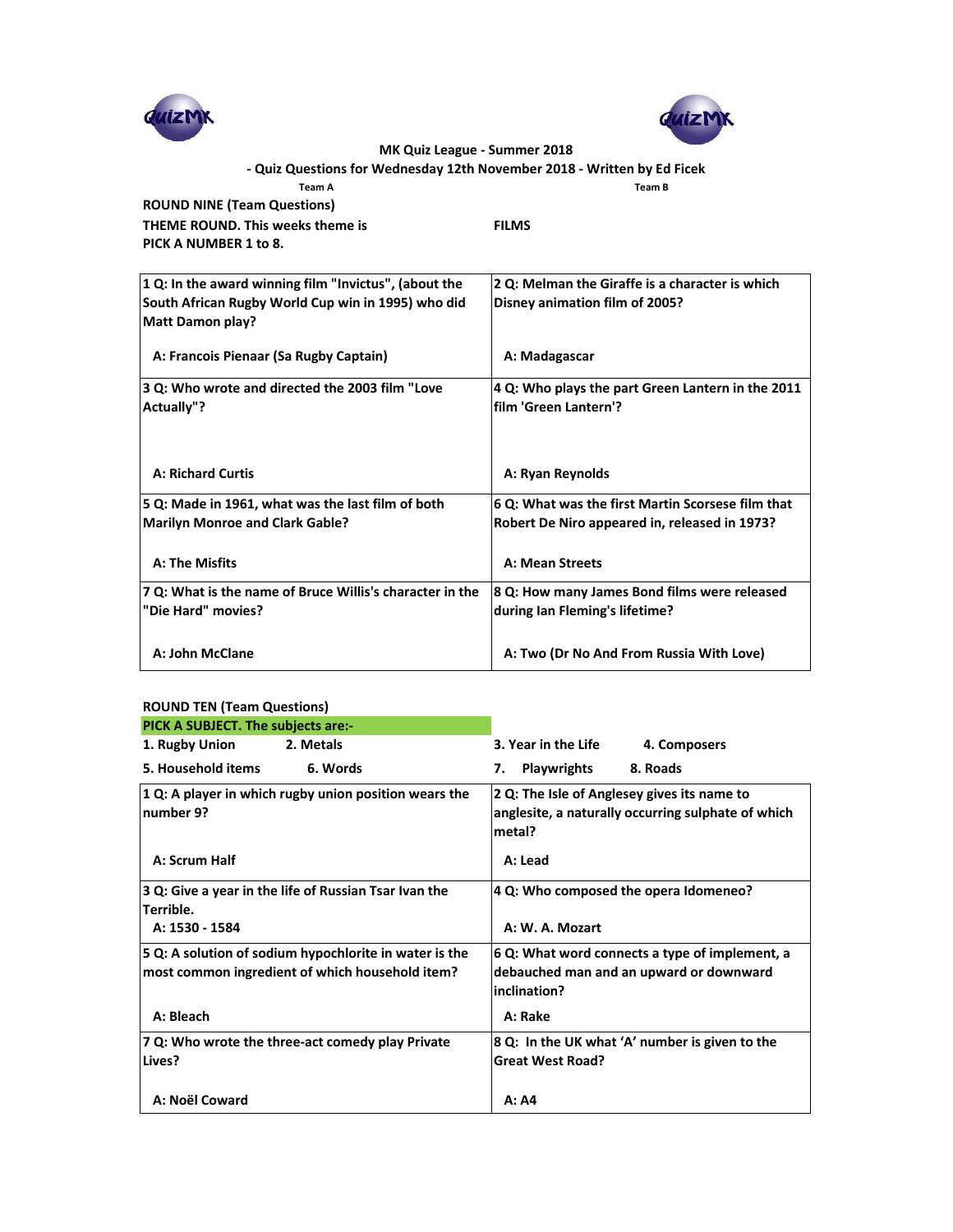MK Quiz League - Summer 2018

- Quiz Questions for Wednesday 12th November 2018 - Written by Ed Ficek

**ROUND NINE (Team Questions)**

**THEME ROUND. This weeks theme is FILMS**

**PICK A NUMBER 1 to 8.**

| Team A | Team B |
|---|---|
| **1 Q: In the award winning film "Invictus", (about the South African Rugby World Cup win in 1995) who did Matt Damon play?**<br><br>**A: Francois Pienaar (Sa Rugby Captain)** | **2 Q: Melman the Giraffe is a character is which Disney animation film of 2005?**<br><br>**A: Madagascar** |
| **3 Q: Who wrote and directed the 2003 film "Love Actually"?**<br><br>**A: Richard Curtis** | **4 Q: Who plays the part Green Lantern in the 2011 film 'Green Lantern'?**<br><br>**A: Ryan Reynolds** |
| **5 Q: Made in 1961, what was the last film of both Marilyn Monroe and Clark Gable?**<br><br>**A: The Misfits** | **6 Q: What was the first Martin Scorsese film that Robert De Niro appeared in, released in 1973?**<br><br>**A: Mean Streets** |
| **7 Q: What is the name of Bruce Willis's character in the "Die Hard" movies?**<br><br>**A: John McClane** | **8 Q: How many James Bond films were released during Ian Fleming's lifetime?**<br><br>**A: Two (Dr No And From Russia With Love)** |

**ROUND TEN (Team Questions)**

**PICK A SUBJECT. The subjects are:-**

| | | | |
|---|---|---|---|
| **1. Rugby Union** | **2. Metals** | **3. Year in the Life** | **4. Composers** |
| **5. Household items** | **6. Words** | **7. Playwrights** | **8. Roads** |

| | |
|---|---|
| **1 Q: A player in which rugby union position wears the number 9?**<br><br>**A: Scrum Half** | **2 Q: The Isle of Anglesey gives its name to anglesite, a naturally occurring sulphate of which metal?**<br><br>**A: Lead** |
| **3 Q: Give a year in the life of Russian Tsar Ivan the Terrible.**<br>**A: 1530 - 1584** | **4 Q: Who composed the opera Idomeneo?**<br><br>**A: W. A. Mozart** |
| **5 Q: A solution of sodium hypochlorite in water is the most common ingredient of which household item?**<br><br>**A: Bleach** | **6 Q: What word connects a type of implement, a debauched man and an upward or downward inclination?**<br><br>**A: Rake** |
| **7 Q: Who wrote the three-act comedy play Private Lives?**<br><br>**A: Noël Coward** | **8 Q: In the UK what 'A' number is given to the Great West Road?**<br><br>**A: A4** |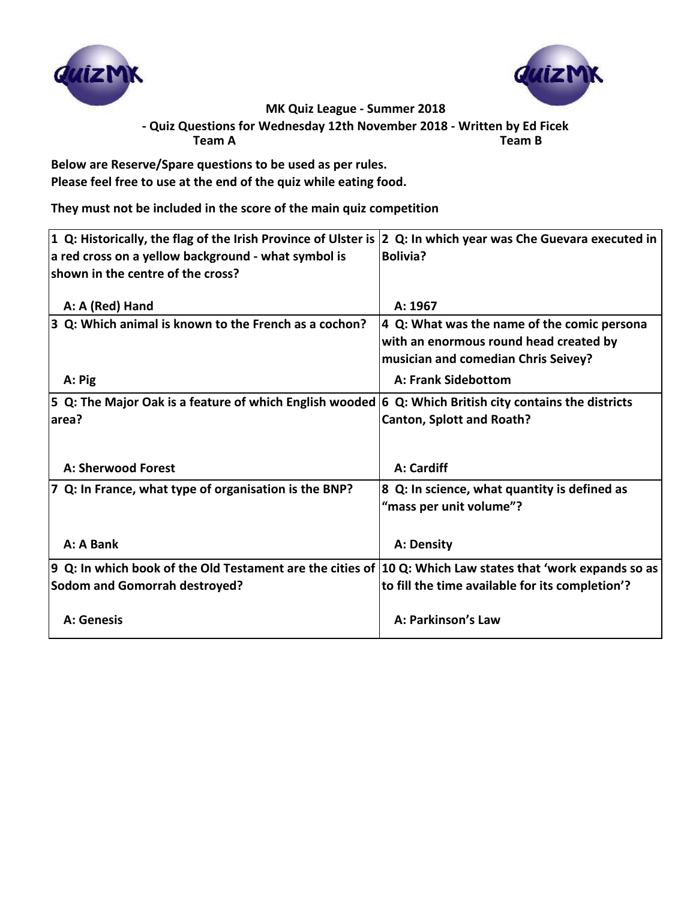**MK Quiz League - Summer 2018**

**- Quiz Questions for Wednesday 12th November 2018 - Written by Ed Ficek**

**Team A** **Team B**

**Below are Reserve/Spare questions to be used as per rules.**
**Please feel free to use at the end of the quiz while eating food.**

**They must not be included in the score of the main quiz competition**

| | |
|---|---|
| **1 Q: Historically, the flag of the Irish Province of Ulster is a red cross on a yellow background - what symbol is shown in the centre of the cross?**<br><br>**A: A (Red) Hand** | **2 Q: In which year was Che Guevara executed in Bolivia?**<br><br>**A: 1967** |
| **3 Q: Which animal is known to the French as a cochon?**<br><br>**A: Pig** | **4 Q: What was the name of the comic persona with an enormous round head created by musician and comedian Chris Seivey?**<br><br>**A: Frank Sidebottom** |
| **5 Q: The Major Oak is a feature of which English wooded area?**<br><br>**A: Sherwood Forest** | **6 Q: Which British city contains the districts Canton, Splott and Roath?**<br><br>**A: Cardiff** |
| **7 Q: In France, what type of organisation is the BNP?**<br><br>**A: A Bank** | **8 Q: In science, what quantity is defined as "mass per unit volume"?**<br><br>**A: Density** |
| **9 Q: In which book of the Old Testament are the cities of Sodom and Gomorrah destroyed?**<br><br>**A: Genesis** | **10 Q: Which Law states that 'work expands so as to fill the time available for its completion'?**<br><br>**A: Parkinson's Law** |